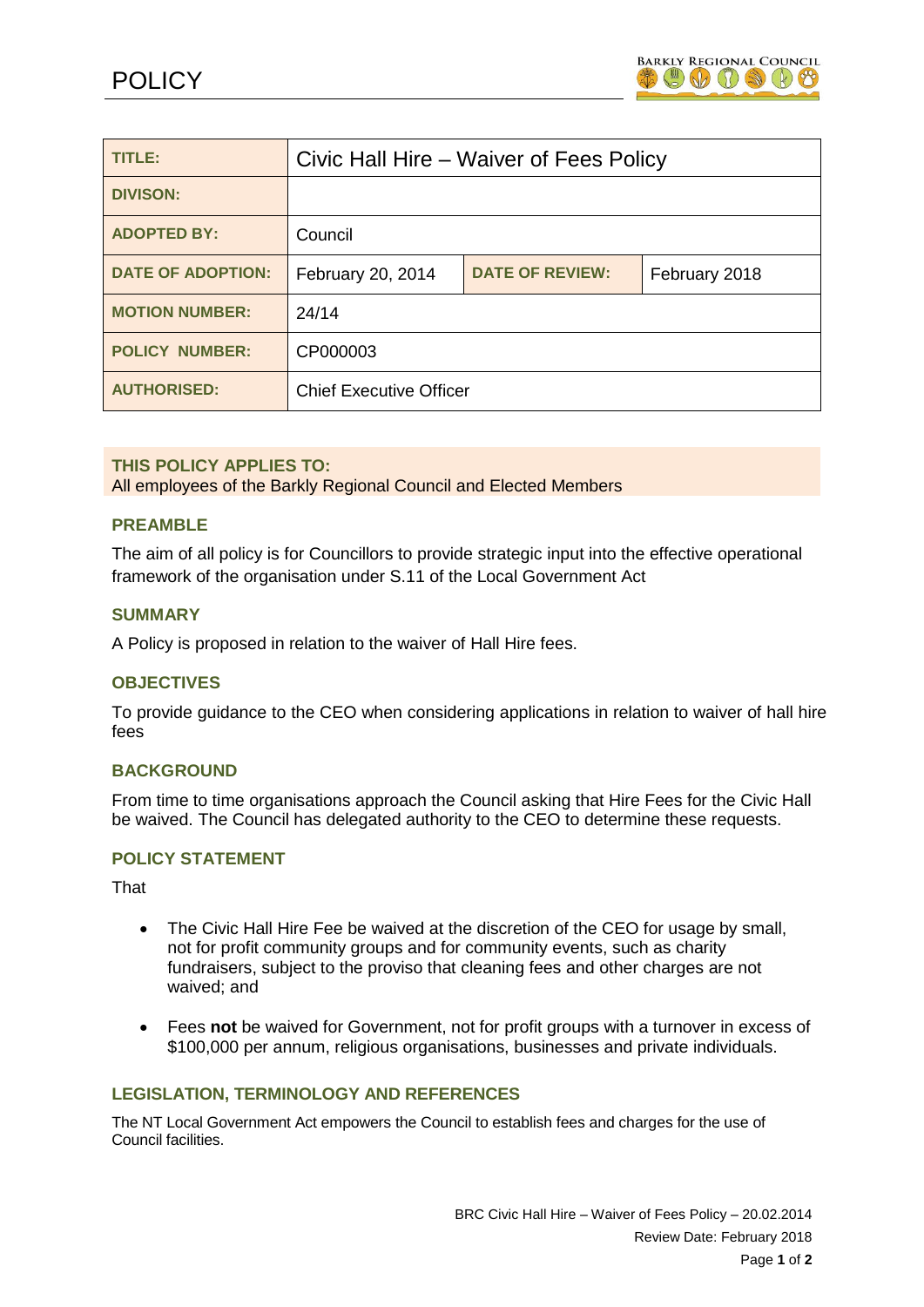# POLICY

| TITLE: | Civic Hall Hire – Waiver of Fees Policy | | |
|---|---|---|---|
| DIVISON: | | | |
| ADOPTED BY: | Council | | |
| DATE OF ADOPTION: | February 20, 2014 | DATE OF REVIEW: | February 2018 |
| MOTION NUMBER: | 24/14 | | |
| POLICY NUMBER: | CP000003 | | |
| AUTHORISED: | Chief Executive Officer | | |

**THIS POLICY APPLIES TO:**
All employees of the Barkly Regional Council and Elected Members

## PREAMBLE

The aim of all policy is for Councillors to provide strategic input into the effective operational framework of the organisation under S.11 of the Local Government Act

## SUMMARY

A Policy is proposed in relation to the waiver of Hall Hire fees.

## OBJECTIVES

To provide guidance to the CEO when considering applications in relation to waiver of hall hire fees

## BACKGROUND

From time to time organisations approach the Council asking that Hire Fees for the Civic Hall be waived. The Council has delegated authority to the CEO to determine these requests.

## POLICY STATEMENT

That

- The Civic Hall Hire Fee be waived at the discretion of the CEO for usage by small, not for profit community groups and for community events, such as charity fundraisers, subject to the proviso that cleaning fees and other charges are not waived; and
- Fees **not** be waived for Government, not for profit groups with a turnover in excess of $100,000 per annum, religious organisations, businesses and private individuals.

## LEGISLATION, TERMINOLOGY AND REFERENCES

The NT Local Government Act empowers the Council to establish fees and charges for the use of Council facilities.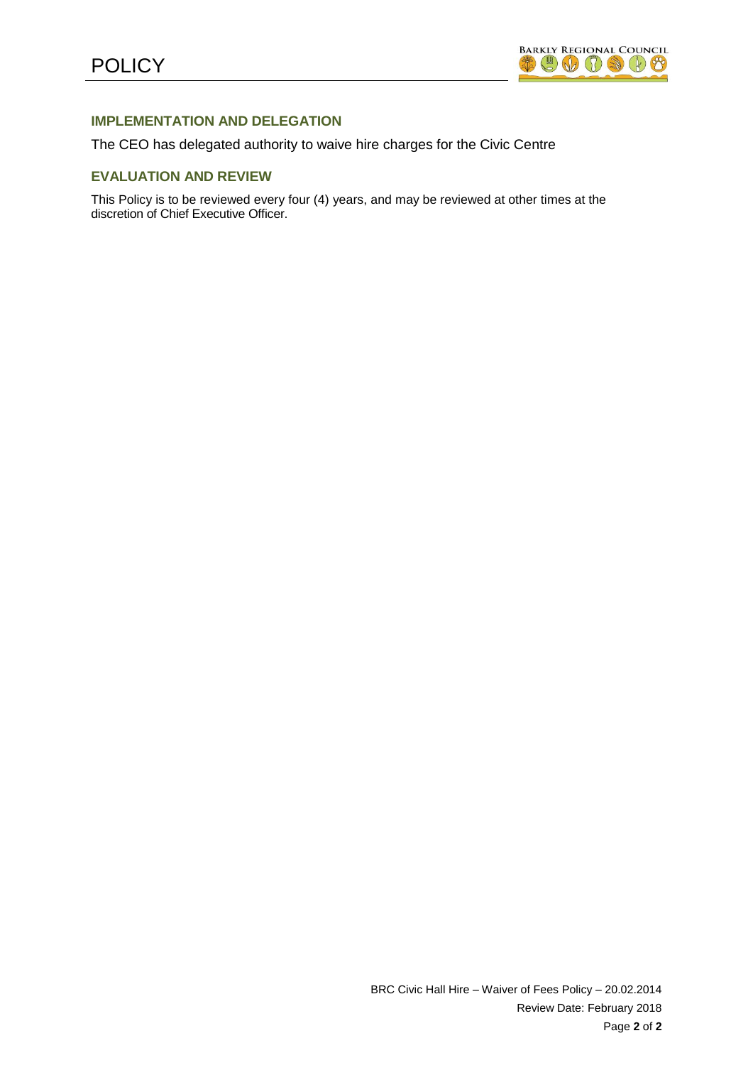## IMPLEMENTATION AND DELEGATION

The CEO has delegated authority to waive hire charges for the Civic Centre

## EVALUATION AND REVIEW

This Policy is to be reviewed every four (4) years, and may be reviewed at other times at the discretion of Chief Executive Officer.